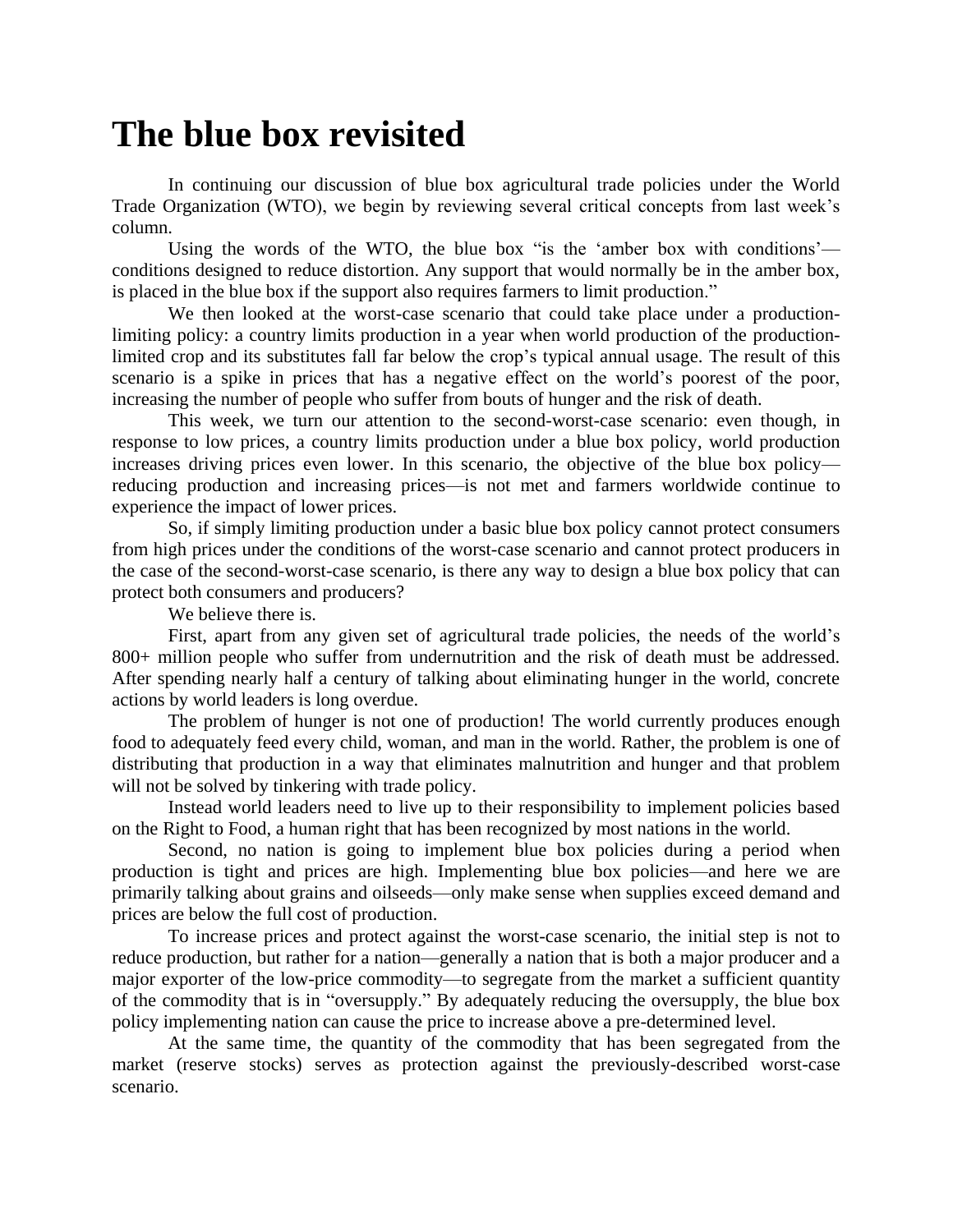# The blue box revisited

In continuing our discussion of blue box agricultural trade policies under the World Trade Organization (WTO), we begin by reviewing several critical concepts from last week's column.

Using the words of the WTO, the blue box "is the 'amber box with conditions'—conditions designed to reduce distortion. Any support that would normally be in the amber box, is placed in the blue box if the support also requires farmers to limit production."

We then looked at the worst-case scenario that could take place under a production-limiting policy: a country limits production in a year when world production of the production-limited crop and its substitutes fall far below the crop's typical annual usage. The result of this scenario is a spike in prices that has a negative effect on the world's poorest of the poor, increasing the number of people who suffer from bouts of hunger and the risk of death.

This week, we turn our attention to the second-worst-case scenario: even though, in response to low prices, a country limits production under a blue box policy, world production increases driving prices even lower. In this scenario, the objective of the blue box policy—reducing production and increasing prices—is not met and farmers worldwide continue to experience the impact of lower prices.

So, if simply limiting production under a basic blue box policy cannot protect consumers from high prices under the conditions of the worst-case scenario and cannot protect producers in the case of the second-worst-case scenario, is there any way to design a blue box policy that can protect both consumers and producers?

We believe there is.

First, apart from any given set of agricultural trade policies, the needs of the world's 800+ million people who suffer from undernutrition and the risk of death must be addressed. After spending nearly half a century of talking about eliminating hunger in the world, concrete actions by world leaders is long overdue.

The problem of hunger is not one of production! The world currently produces enough food to adequately feed every child, woman, and man in the world. Rather, the problem is one of distributing that production in a way that eliminates malnutrition and hunger and that problem will not be solved by tinkering with trade policy.

Instead world leaders need to live up to their responsibility to implement policies based on the Right to Food, a human right that has been recognized by most nations in the world.

Second, no nation is going to implement blue box policies during a period when production is tight and prices are high. Implementing blue box policies—and here we are primarily talking about grains and oilseeds—only make sense when supplies exceed demand and prices are below the full cost of production.

To increase prices and protect against the worst-case scenario, the initial step is not to reduce production, but rather for a nation—generally a nation that is both a major producer and a major exporter of the low-price commodity—to segregate from the market a sufficient quantity of the commodity that is in "oversupply." By adequately reducing the oversupply, the blue box policy implementing nation can cause the price to increase above a pre-determined level.

At the same time, the quantity of the commodity that has been segregated from the market (reserve stocks) serves as protection against the previously-described worst-case scenario.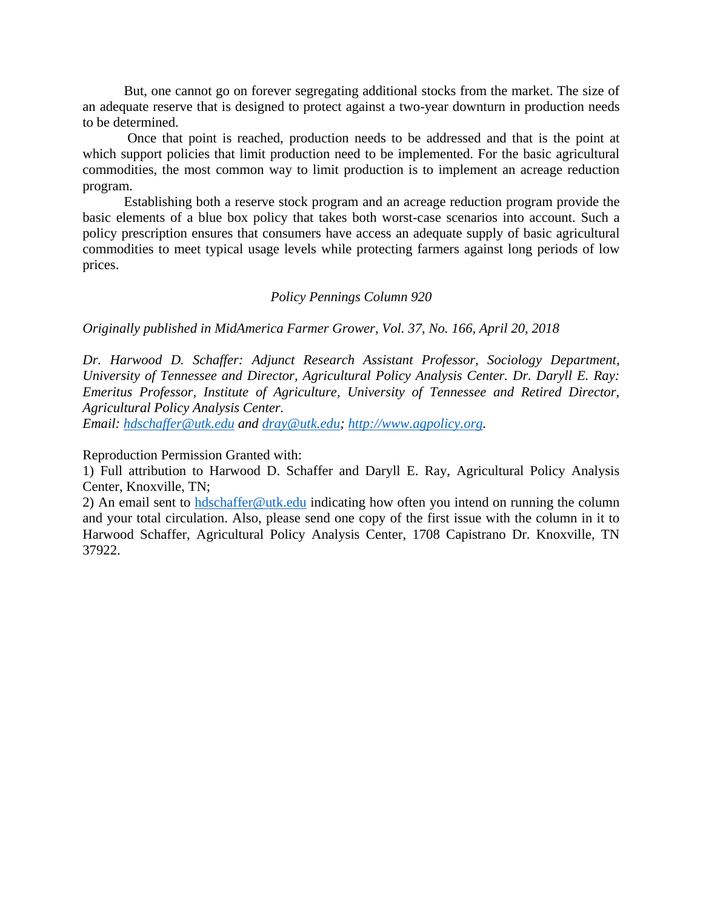But, one cannot go on forever segregating additional stocks from the market. The size of an adequate reserve that is designed to protect against a two-year downturn in production needs to be determined.

Once that point is reached, production needs to be addressed and that is the point at which support policies that limit production need to be implemented. For the basic agricultural commodities, the most common way to limit production is to implement an acreage reduction program.

Establishing both a reserve stock program and an acreage reduction program provide the basic elements of a blue box policy that takes both worst-case scenarios into account. Such a policy prescription ensures that consumers have access an adequate supply of basic agricultural commodities to meet typical usage levels while protecting farmers against long periods of low prices.

*Policy Pennings Column 920*

*Originally published in MidAmerica Farmer Grower, Vol. 37, No. 166, April 20, 2018*

*Dr. Harwood D. Schaffer: Adjunct Research Assistant Professor, Sociology Department, University of Tennessee and Director, Agricultural Policy Analysis Center. Dr. Daryll E. Ray: Emeritus Professor, Institute of Agriculture, University of Tennessee and Retired Director, Agricultural Policy Analysis Center.*
*Email: hdschaffer@utk.edu and dray@utk.edu; http://www.agpolicy.org.*

Reproduction Permission Granted with:
1) Full attribution to Harwood D. Schaffer and Daryll E. Ray, Agricultural Policy Analysis Center, Knoxville, TN;
2) An email sent to hdschaffer@utk.edu indicating how often you intend on running the column and your total circulation. Also, please send one copy of the first issue with the column in it to Harwood Schaffer, Agricultural Policy Analysis Center, 1708 Capistrano Dr. Knoxville, TN 37922.